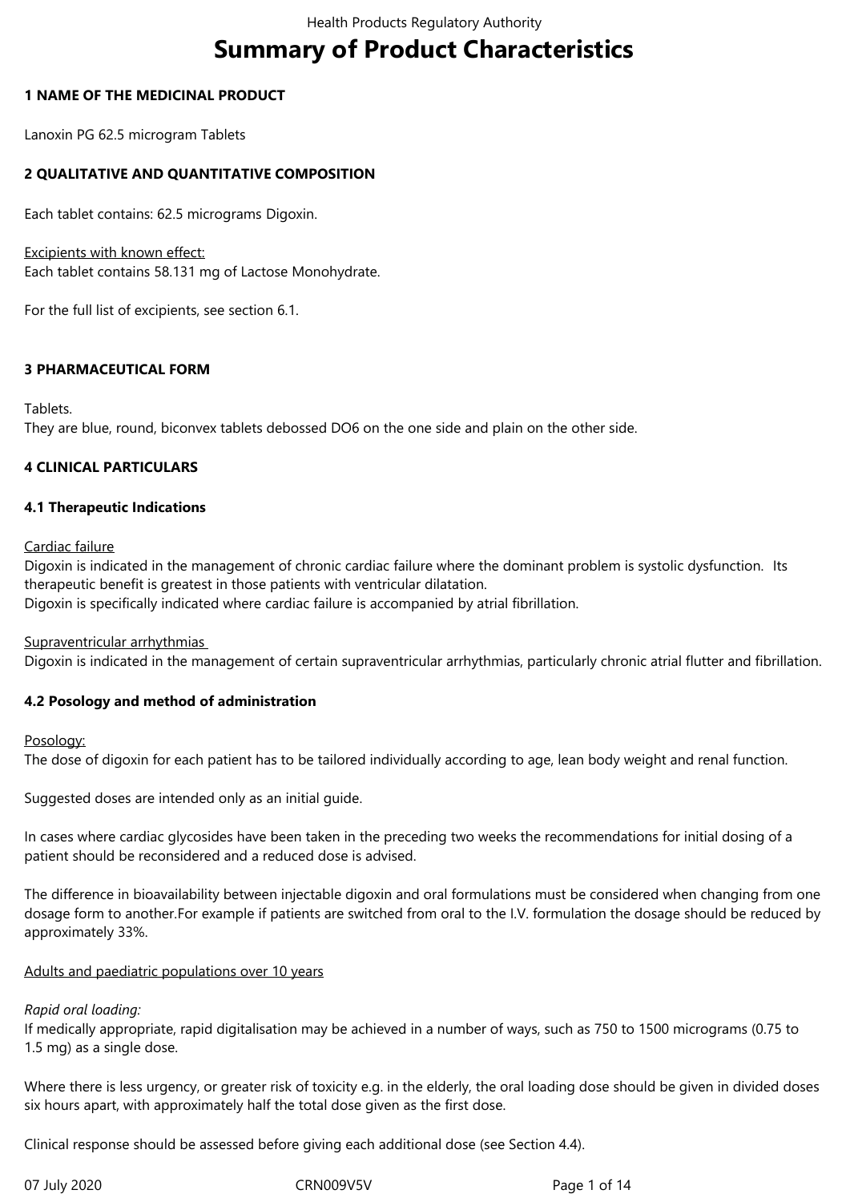# Summary of Product Characteristics

## 1 NAME OF THE MEDICINAL PRODUCT

Lanoxin PG 62.5 microgram Tablets

## 2 QUALITATIVE AND QUANTITATIVE COMPOSITION

Each tablet contains: 62.5 micrograms Digoxin.

Excipients with known effect:
Each tablet contains 58.131 mg of Lactose Monohydrate.

For the full list of excipients, see section 6.1.

## 3 PHARMACEUTICAL FORM

Tablets.
They are blue, round, biconvex tablets debossed DO6 on the one side and plain on the other side.

## 4 CLINICAL PARTICULARS

### 4.1 Therapeutic Indications

Cardiac failure
Digoxin is indicated in the management of chronic cardiac failure where the dominant problem is systolic dysfunction. Its therapeutic benefit is greatest in those patients with ventricular dilatation.
Digoxin is specifically indicated where cardiac failure is accompanied by atrial fibrillation.

Supraventricular arrhythmias
Digoxin is indicated in the management of certain supraventricular arrhythmias, particularly chronic atrial flutter and fibrillation.

### 4.2 Posology and method of administration

Posology:
The dose of digoxin for each patient has to be tailored individually according to age, lean body weight and renal function.

Suggested doses are intended only as an initial guide.

In cases where cardiac glycosides have been taken in the preceding two weeks the recommendations for initial dosing of a patient should be reconsidered and a reduced dose is advised.

The difference in bioavailability between injectable digoxin and oral formulations must be considered when changing from one dosage form to another.For example if patients are switched from oral to the I.V. formulation the dosage should be reduced by approximately 33%.

Adults and paediatric populations over 10 years

*Rapid oral loading:*
If medically appropriate, rapid digitalisation may be achieved in a number of ways, such as 750 to 1500 micrograms (0.75 to 1.5 mg) as a single dose.

Where there is less urgency, or greater risk of toxicity e.g. in the elderly, the oral loading dose should be given in divided doses six hours apart, with approximately half the total dose given as the first dose.

Clinical response should be assessed before giving each additional dose (see Section 4.4).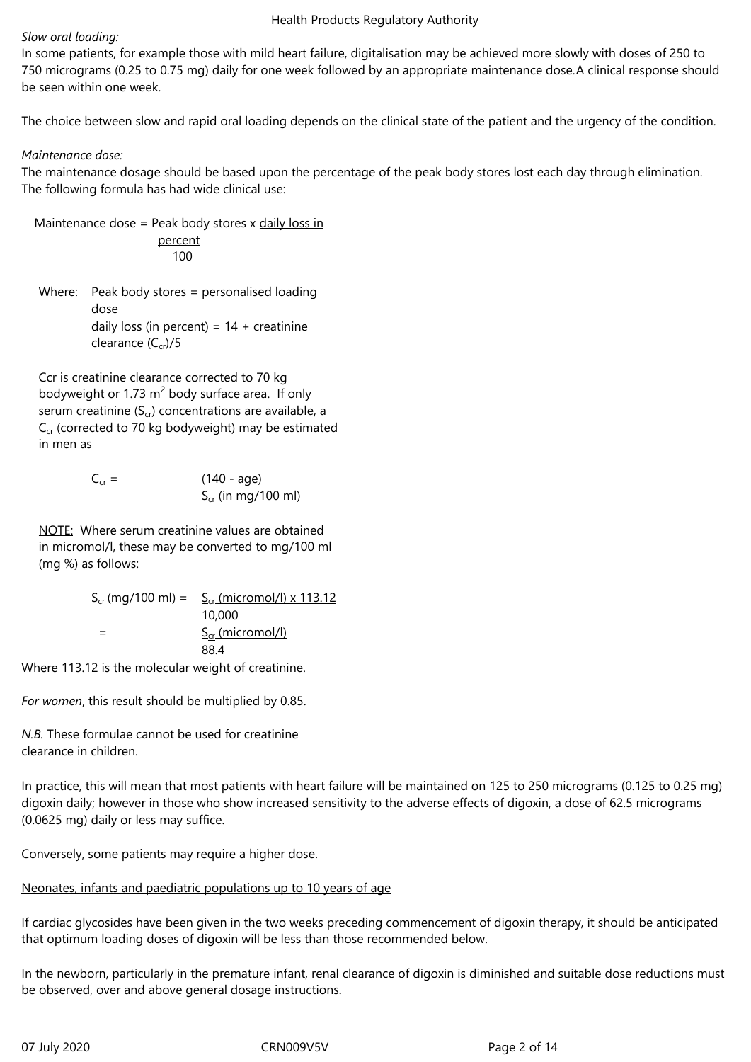*Slow oral loading:*
In some patients, for example those with mild heart failure, digitalisation may be achieved more slowly with doses of 250 to 750 micrograms (0.25 to 0.75 mg) daily for one week followed by an appropriate maintenance dose.A clinical response should be seen within one week.

The choice between slow and rapid oral loading depends on the clinical state of the patient and the urgency of the condition.

*Maintenance dose:*
The maintenance dosage should be based upon the percentage of the peak body stores lost each day through elimination. The following formula has had wide clinical use:

$$\text{Maintenance dose} = \text{Peak body stores} \times \frac{\text{daily loss in percent}}{100}$$

Where: Peak body stores = personalised loading dose
daily loss (in percent) = 14 + creatinine clearance ($C_{cr}$)/5

Ccr is creatinine clearance corrected to 70 kg bodyweight or 1.73 $m^2$ body surface area. If only serum creatinine ($S_{cr}$) concentrations are available, a $C_{cr}$ (corrected to 70 kg bodyweight) may be estimated in men as

$$C_{cr} = \frac{(140 - \text{age})}{S_{cr}\ (\text{in mg/100 ml})}$$

NOTE: Where serum creatinine values are obtained in micromol/l, these may be converted to mg/100 ml (mg %) as follows:

$$S_{cr}\ (\text{mg/100 ml}) = \frac{S_{cr}\ (\text{micromol/l}) \times 113.12}{10{,}000} = \frac{S_{cr}\ (\text{micromol/l})}{88.4}$$

Where 113.12 is the molecular weight of creatinine.

*For women*, this result should be multiplied by 0.85.

*N.B.* These formulae cannot be used for creatinine clearance in children.

In practice, this will mean that most patients with heart failure will be maintained on 125 to 250 micrograms (0.125 to 0.25 mg) digoxin daily; however in those who show increased sensitivity to the adverse effects of digoxin, a dose of 62.5 micrograms (0.0625 mg) daily or less may suffice.

Conversely, some patients may require a higher dose.

Neonates, infants and paediatric populations up to 10 years of age

If cardiac glycosides have been given in the two weeks preceding commencement of digoxin therapy, it should be anticipated that optimum loading doses of digoxin will be less than those recommended below.

In the newborn, particularly in the premature infant, renal clearance of digoxin is diminished and suitable dose reductions must be observed, over and above general dosage instructions.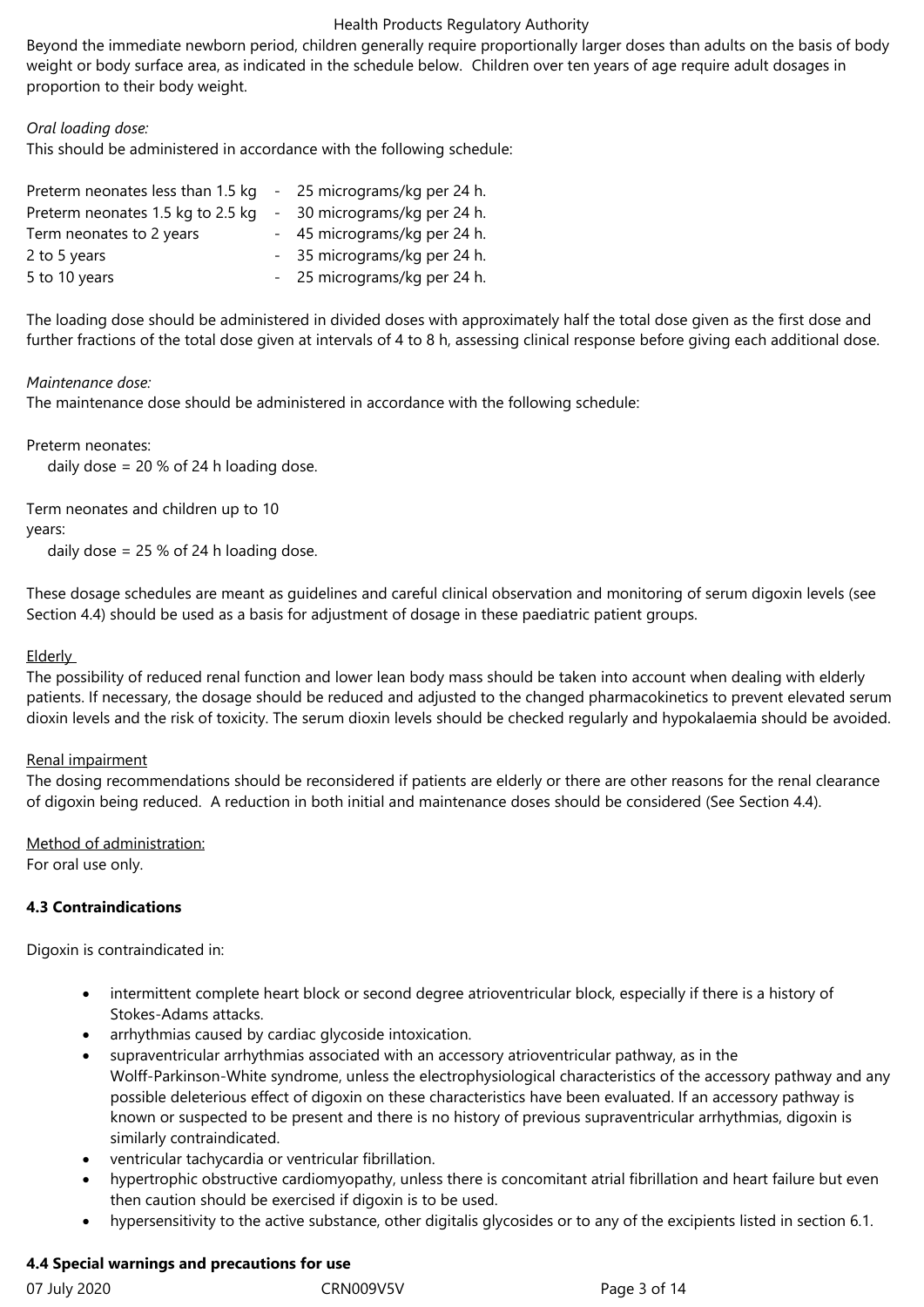Beyond the immediate newborn period, children generally require proportionally larger doses than adults on the basis of body weight or body surface area, as indicated in the schedule below. Children over ten years of age require adult dosages in proportion to their body weight.

*Oral loading dose:*

This should be administered in accordance with the following schedule:

| | | |
|---|---|---|
| Preterm neonates less than 1.5 kg | - | 25 micrograms/kg per 24 h. |
| Preterm neonates 1.5 kg to 2.5 kg | - | 30 micrograms/kg per 24 h. |
| Term neonates to 2 years | - | 45 micrograms/kg per 24 h. |
| 2 to 5 years | - | 35 micrograms/kg per 24 h. |
| 5 to 10 years | - | 25 micrograms/kg per 24 h. |

The loading dose should be administered in divided doses with approximately half the total dose given as the first dose and further fractions of the total dose given at intervals of 4 to 8 h, assessing clinical response before giving each additional dose.

*Maintenance dose:*

The maintenance dose should be administered in accordance with the following schedule:

Preterm neonates:
daily dose = 20 % of 24 h loading dose.

Term neonates and children up to 10 years:
daily dose = 25 % of 24 h loading dose.

These dosage schedules are meant as guidelines and careful clinical observation and monitoring of serum digoxin levels (see Section 4.4) should be used as a basis for adjustment of dosage in these paediatric patient groups.

Elderly

The possibility of reduced renal function and lower lean body mass should be taken into account when dealing with elderly patients. If necessary, the dosage should be reduced and adjusted to the changed pharmacokinetics to prevent elevated serum dioxin levels and the risk of toxicity. The serum dioxin levels should be checked regularly and hypokalaemia should be avoided.

Renal impairment

The dosing recommendations should be reconsidered if patients are elderly or there are other reasons for the renal clearance of digoxin being reduced. A reduction in both initial and maintenance doses should be considered (See Section 4.4).

Method of administration:

For oral use only.

**4.3 Contraindications**

Digoxin is contraindicated in:

- intermittent complete heart block or second degree atrioventricular block, especially if there is a history of Stokes-Adams attacks.
- arrhythmias caused by cardiac glycoside intoxication.
- supraventricular arrhythmias associated with an accessory atrioventricular pathway, as in the Wolff-Parkinson-White syndrome, unless the electrophysiological characteristics of the accessory pathway and any possible deleterious effect of digoxin on these characteristics have been evaluated. If an accessory pathway is known or suspected to be present and there is no history of previous supraventricular arrhythmias, digoxin is similarly contraindicated.
- ventricular tachycardia or ventricular fibrillation.
- hypertrophic obstructive cardiomyopathy, unless there is concomitant atrial fibrillation and heart failure but even then caution should be exercised if digoxin is to be used.
- hypersensitivity to the active substance, other digitalis glycosides or to any of the excipients listed in section 6.1.

**4.4 Special warnings and precautions for use**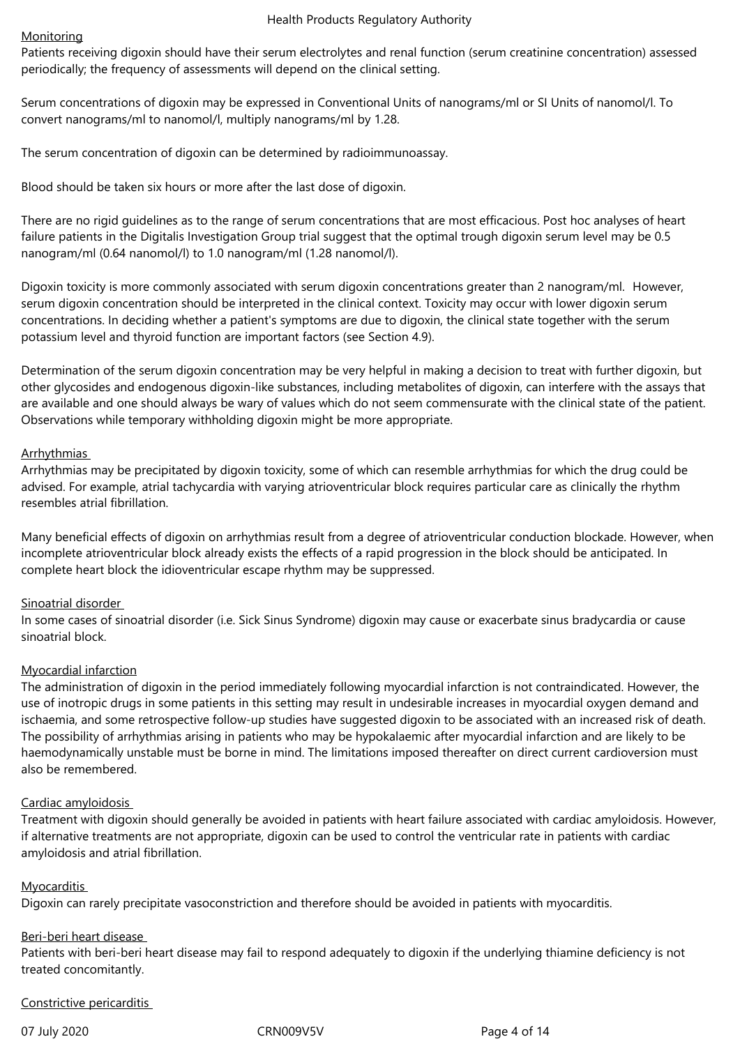Monitoring

Patients receiving digoxin should have their serum electrolytes and renal function (serum creatinine concentration) assessed periodically; the frequency of assessments will depend on the clinical setting.

Serum concentrations of digoxin may be expressed in Conventional Units of nanograms/ml or SI Units of nanomol/l. To convert nanograms/ml to nanomol/l, multiply nanograms/ml by 1.28.

The serum concentration of digoxin can be determined by radioimmunoassay.

Blood should be taken six hours or more after the last dose of digoxin.

There are no rigid guidelines as to the range of serum concentrations that are most efficacious. Post hoc analyses of heart failure patients in the Digitalis Investigation Group trial suggest that the optimal trough digoxin serum level may be 0.5 nanogram/ml (0.64 nanomol/l) to 1.0 nanogram/ml (1.28 nanomol/l).

Digoxin toxicity is more commonly associated with serum digoxin concentrations greater than 2 nanogram/ml. However, serum digoxin concentration should be interpreted in the clinical context. Toxicity may occur with lower digoxin serum concentrations. In deciding whether a patient's symptoms are due to digoxin, the clinical state together with the serum potassium level and thyroid function are important factors (see Section 4.9).

Determination of the serum digoxin concentration may be very helpful in making a decision to treat with further digoxin, but other glycosides and endogenous digoxin-like substances, including metabolites of digoxin, can interfere with the assays that are available and one should always be wary of values which do not seem commensurate with the clinical state of the patient. Observations while temporary withholding digoxin might be more appropriate.

Arrhythmias

Arrhythmias may be precipitated by digoxin toxicity, some of which can resemble arrhythmias for which the drug could be advised. For example, atrial tachycardia with varying atrioventricular block requires particular care as clinically the rhythm resembles atrial fibrillation.

Many beneficial effects of digoxin on arrhythmias result from a degree of atrioventricular conduction blockade. However, when incomplete atrioventricular block already exists the effects of a rapid progression in the block should be anticipated. In complete heart block the idioventricular escape rhythm may be suppressed.

Sinoatrial disorder

In some cases of sinoatrial disorder (i.e. Sick Sinus Syndrome) digoxin may cause or exacerbate sinus bradycardia or cause sinoatrial block.

Myocardial infarction

The administration of digoxin in the period immediately following myocardial infarction is not contraindicated. However, the use of inotropic drugs in some patients in this setting may result in undesirable increases in myocardial oxygen demand and ischaemia, and some retrospective follow-up studies have suggested digoxin to be associated with an increased risk of death. The possibility of arrhythmias arising in patients who may be hypokalaemic after myocardial infarction and are likely to be haemodynamically unstable must be borne in mind. The limitations imposed thereafter on direct current cardioversion must also be remembered.

Cardiac amyloidosis

Treatment with digoxin should generally be avoided in patients with heart failure associated with cardiac amyloidosis. However, if alternative treatments are not appropriate, digoxin can be used to control the ventricular rate in patients with cardiac amyloidosis and atrial fibrillation.

Myocarditis

Digoxin can rarely precipitate vasoconstriction and therefore should be avoided in patients with myocarditis.

Beri-beri heart disease

Patients with beri-beri heart disease may fail to respond adequately to digoxin if the underlying thiamine deficiency is not treated concomitantly.

Constrictive pericarditis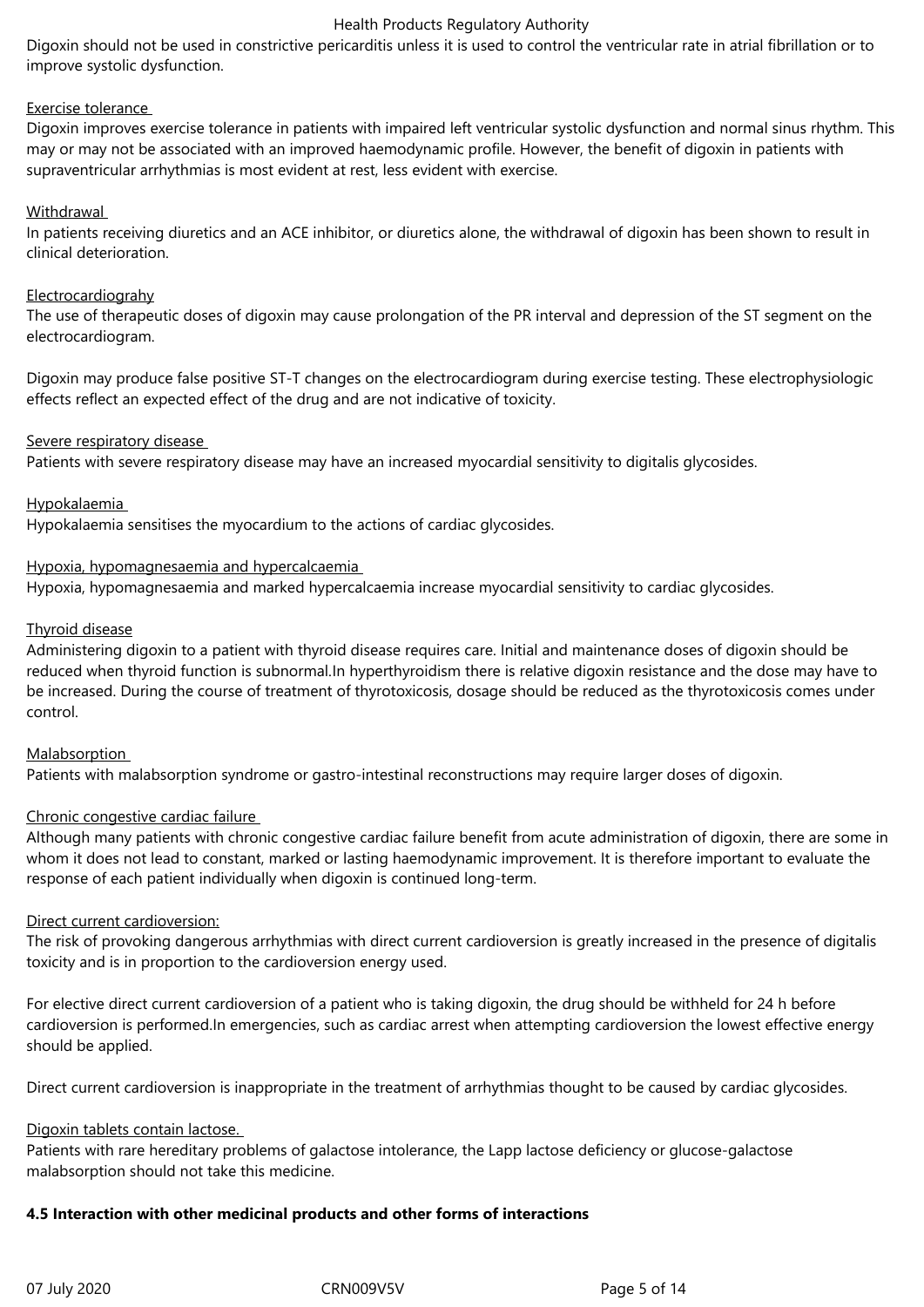Digoxin should not be used in constrictive pericarditis unless it is used to control the ventricular rate in atrial fibrillation or to improve systolic dysfunction.

Exercise tolerance

Digoxin improves exercise tolerance in patients with impaired left ventricular systolic dysfunction and normal sinus rhythm. This may or may not be associated with an improved haemodynamic profile. However, the benefit of digoxin in patients with supraventricular arrhythmias is most evident at rest, less evident with exercise.

Withdrawal

In patients receiving diuretics and an ACE inhibitor, or diuretics alone, the withdrawal of digoxin has been shown to result in clinical deterioration.

Electrocardiograhy

The use of therapeutic doses of digoxin may cause prolongation of the PR interval and depression of the ST segment on the electrocardiogram.

Digoxin may produce false positive ST-T changes on the electrocardiogram during exercise testing. These electrophysiologic effects reflect an expected effect of the drug and are not indicative of toxicity.

Severe respiratory disease

Patients with severe respiratory disease may have an increased myocardial sensitivity to digitalis glycosides.

Hypokalaemia

Hypokalaemia sensitises the myocardium to the actions of cardiac glycosides.

Hypoxia, hypomagnesaemia and hypercalcaemia

Hypoxia, hypomagnesaemia and marked hypercalcaemia increase myocardial sensitivity to cardiac glycosides.

Thyroid disease

Administering digoxin to a patient with thyroid disease requires care. Initial and maintenance doses of digoxin should be reduced when thyroid function is subnormal.In hyperthyroidism there is relative digoxin resistance and the dose may have to be increased. During the course of treatment of thyrotoxicosis, dosage should be reduced as the thyrotoxicosis comes under control.

Malabsorption

Patients with malabsorption syndrome or gastro-intestinal reconstructions may require larger doses of digoxin.

Chronic congestive cardiac failure

Although many patients with chronic congestive cardiac failure benefit from acute administration of digoxin, there are some in whom it does not lead to constant, marked or lasting haemodynamic improvement. It is therefore important to evaluate the response of each patient individually when digoxin is continued long-term.

Direct current cardioversion:

The risk of provoking dangerous arrhythmias with direct current cardioversion is greatly increased in the presence of digitalis toxicity and is in proportion to the cardioversion energy used.

For elective direct current cardioversion of a patient who is taking digoxin, the drug should be withheld for 24 h before cardioversion is performed.In emergencies, such as cardiac arrest when attempting cardioversion the lowest effective energy should be applied.

Direct current cardioversion is inappropriate in the treatment of arrhythmias thought to be caused by cardiac glycosides.

Digoxin tablets contain lactose.

Patients with rare hereditary problems of galactose intolerance, the Lapp lactose deficiency or glucose-galactose malabsorption should not take this medicine.

**4.5 Interaction with other medicinal products and other forms of interactions**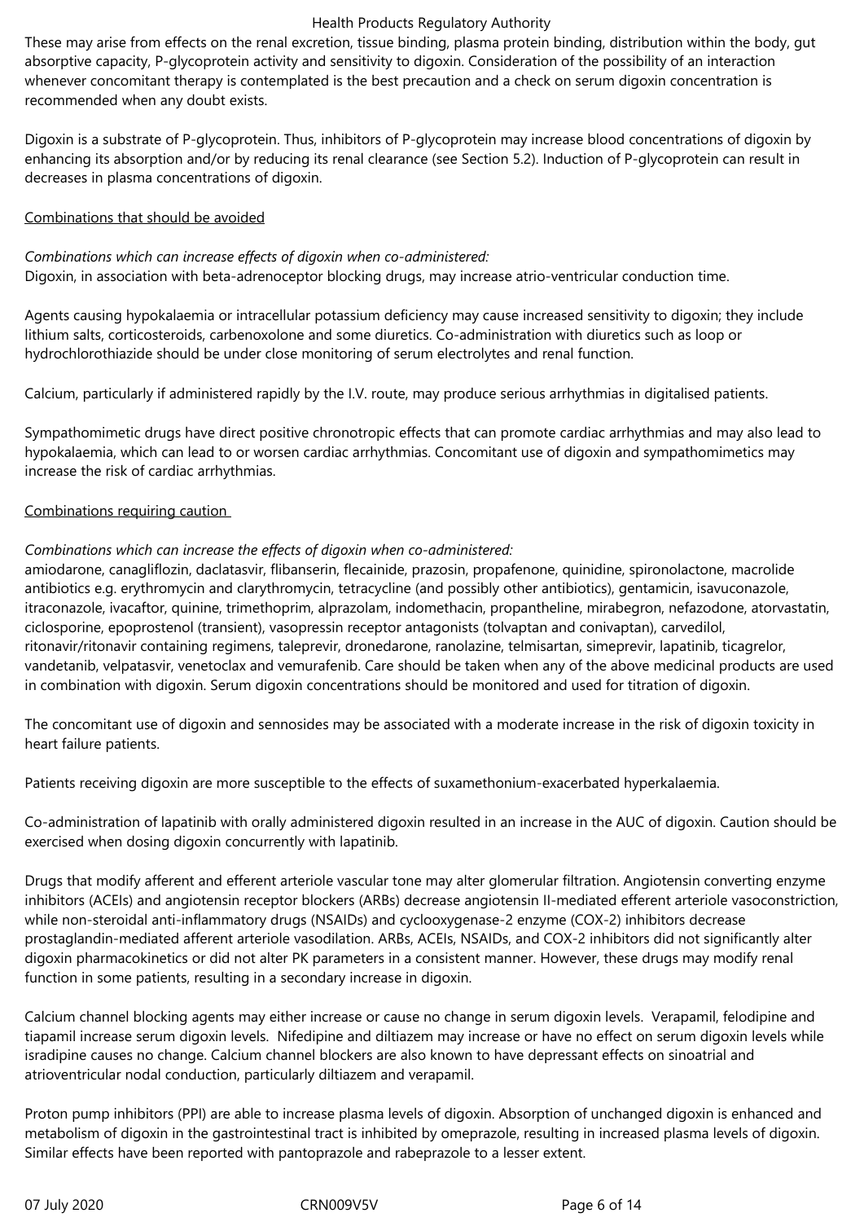These may arise from effects on the renal excretion, tissue binding, plasma protein binding, distribution within the body, gut absorptive capacity, P-glycoprotein activity and sensitivity to digoxin. Consideration of the possibility of an interaction whenever concomitant therapy is contemplated is the best precaution and a check on serum digoxin concentration is recommended when any doubt exists.

Digoxin is a substrate of P-glycoprotein. Thus, inhibitors of P-glycoprotein may increase blood concentrations of digoxin by enhancing its absorption and/or by reducing its renal clearance (see Section 5.2). Induction of P-glycoprotein can result in decreases in plasma concentrations of digoxin.

Combinations that should be avoided

*Combinations which can increase effects of digoxin when co-administered:*
Digoxin, in association with beta-adrenoceptor blocking drugs, may increase atrio-ventricular conduction time.

Agents causing hypokalaemia or intracellular potassium deficiency may cause increased sensitivity to digoxin; they include lithium salts, corticosteroids, carbenoxolone and some diuretics. Co-administration with diuretics such as loop or hydrochlorothiazide should be under close monitoring of serum electrolytes and renal function.

Calcium, particularly if administered rapidly by the I.V. route, may produce serious arrhythmias in digitalised patients.

Sympathomimetic drugs have direct positive chronotropic effects that can promote cardiac arrhythmias and may also lead to hypokalaemia, which can lead to or worsen cardiac arrhythmias. Concomitant use of digoxin and sympathomimetics may increase the risk of cardiac arrhythmias.

Combinations requiring caution

*Combinations which can increase the effects of digoxin when co-administered:*
amiodarone, canagliflozin, daclatasvir, flibanserin, flecainide, prazosin, propafenone, quinidine, spironolactone, macrolide antibiotics e.g. erythromycin and clarythromycin, tetracycline (and possibly other antibiotics), gentamicin, isavuconazole, itraconazole, ivacaftor, quinine, trimethoprim, alprazolam, indomethacin, propantheline, mirabegron, nefazodone, atorvastatin, ciclosporine, epoprostenol (transient), vasopressin receptor antagonists (tolvaptan and conivaptan), carvedilol, ritonavir/ritonavir containing regimens, taleprevir, dronedarone, ranolazine, telmisartan, simeprevir, lapatinib, ticagrelor, vandetanib, velpatasvir, venetoclax and vemurafenib. Care should be taken when any of the above medicinal products are used in combination with digoxin. Serum digoxin concentrations should be monitored and used for titration of digoxin.

The concomitant use of digoxin and sennosides may be associated with a moderate increase in the risk of digoxin toxicity in heart failure patients.

Patients receiving digoxin are more susceptible to the effects of suxamethonium-exacerbated hyperkalaemia.

Co-administration of lapatinib with orally administered digoxin resulted in an increase in the AUC of digoxin. Caution should be exercised when dosing digoxin concurrently with lapatinib.

Drugs that modify afferent and efferent arteriole vascular tone may alter glomerular filtration. Angiotensin converting enzyme inhibitors (ACEIs) and angiotensin receptor blockers (ARBs) decrease angiotensin II-mediated efferent arteriole vasoconstriction, while non-steroidal anti-inflammatory drugs (NSAIDs) and cyclooxygenase-2 enzyme (COX-2) inhibitors decrease prostaglandin-mediated afferent arteriole vasodilation. ARBs, ACEIs, NSAIDs, and COX-2 inhibitors did not significantly alter digoxin pharmacokinetics or did not alter PK parameters in a consistent manner. However, these drugs may modify renal function in some patients, resulting in a secondary increase in digoxin.

Calcium channel blocking agents may either increase or cause no change in serum digoxin levels. Verapamil, felodipine and tiapamil increase serum digoxin levels. Nifedipine and diltiazem may increase or have no effect on serum digoxin levels while isradipine causes no change. Calcium channel blockers are also known to have depressant effects on sinoatrial and atrioventricular nodal conduction, particularly diltiazem and verapamil.

Proton pump inhibitors (PPI) are able to increase plasma levels of digoxin. Absorption of unchanged digoxin is enhanced and metabolism of digoxin in the gastrointestinal tract is inhibited by omeprazole, resulting in increased plasma levels of digoxin. Similar effects have been reported with pantoprazole and rabeprazole to a lesser extent.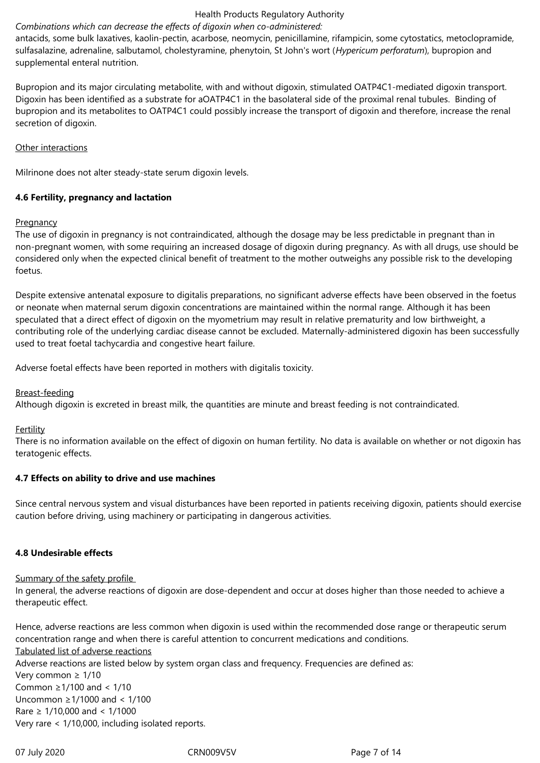*Combinations which can decrease the effects of digoxin when co-administered:*
antacids, some bulk laxatives, kaolin-pectin, acarbose, neomycin, penicillamine, rifampicin, some cytostatics, metoclopramide, sulfasalazine, adrenaline, salbutamol, cholestyramine, phenytoin, St John's wort (*Hypericum perforatum*), bupropion and supplemental enteral nutrition.

Bupropion and its major circulating metabolite, with and without digoxin, stimulated OATP4C1-mediated digoxin transport. Digoxin has been identified as a substrate for aOATP4C1 in the basolateral side of the proximal renal tubules. Binding of bupropion and its metabolites to OATP4C1 could possibly increase the transport of digoxin and therefore, increase the renal secretion of digoxin.

Other interactions

Milrinone does not alter steady-state serum digoxin levels.

### 4.6 Fertility, pregnancy and lactation

Pregnancy
The use of digoxin in pregnancy is not contraindicated, although the dosage may be less predictable in pregnant than in non-pregnant women, with some requiring an increased dosage of digoxin during pregnancy. As with all drugs, use should be considered only when the expected clinical benefit of treatment to the mother outweighs any possible risk to the developing foetus.

Despite extensive antenatal exposure to digitalis preparations, no significant adverse effects have been observed in the foetus or neonate when maternal serum digoxin concentrations are maintained within the normal range. Although it has been speculated that a direct effect of digoxin on the myometrium may result in relative prematurity and low birthweight, a contributing role of the underlying cardiac disease cannot be excluded. Maternally-administered digoxin has been successfully used to treat foetal tachycardia and congestive heart failure.

Adverse foetal effects have been reported in mothers with digitalis toxicity.

Breast-feeding
Although digoxin is excreted in breast milk, the quantities are minute and breast feeding is not contraindicated.

Fertility
There is no information available on the effect of digoxin on human fertility. No data is available on whether or not digoxin has teratogenic effects.

### 4.7 Effects on ability to drive and use machines

Since central nervous system and visual disturbances have been reported in patients receiving digoxin, patients should exercise caution before driving, using machinery or participating in dangerous activities.

### 4.8 Undesirable effects

Summary of the safety profile
In general, the adverse reactions of digoxin are dose-dependent and occur at doses higher than those needed to achieve a therapeutic effect.

Hence, adverse reactions are less common when digoxin is used within the recommended dose range or therapeutic serum concentration range and when there is careful attention to concurrent medications and conditions.

Tabulated list of adverse reactions
Adverse reactions are listed below by system organ class and frequency. Frequencies are defined as:
Very common ≥ 1/10
Common ≥1/100 and < 1/10
Uncommon ≥1/1000 and < 1/100
Rare ≥ 1/10,000 and < 1/1000
Very rare < 1/10,000, including isolated reports.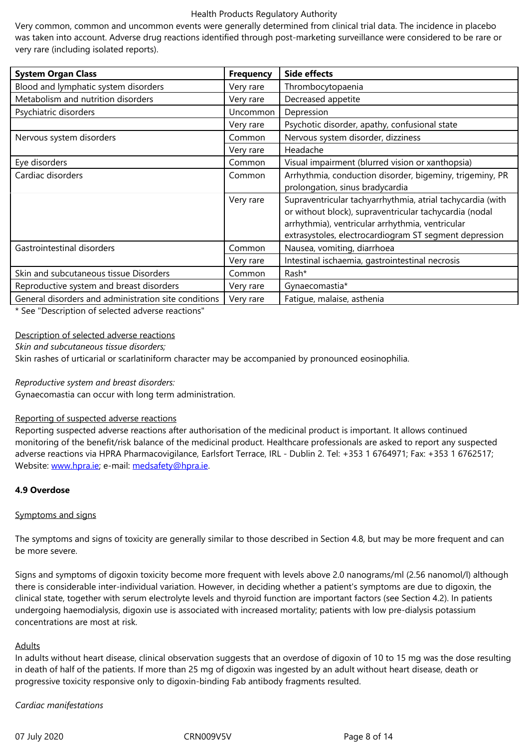Very common, common and uncommon events were generally determined from clinical trial data. The incidence in placebo was taken into account. Adverse drug reactions identified through post-marketing surveillance were considered to be rare or very rare (including isolated reports).

| System Organ Class | Frequency | Side effects |
|---|---|---|
| Blood and lymphatic system disorders | Very rare | Thrombocytopaenia |
| Metabolism and nutrition disorders | Very rare | Decreased appetite |
| Psychiatric disorders | Uncommon | Depression |
| | Very rare | Psychotic disorder, apathy, confusional state |
| Nervous system disorders | Common | Nervous system disorder, dizziness |
| | Very rare | Headache |
| Eye disorders | Common | Visual impairment (blurred vision or xanthopsia) |
| Cardiac disorders | Common | Arrhythmia, conduction disorder, bigeminy, trigeminy, PR prolongation, sinus bradycardia |
| | Very rare | Supraventricular tachyarrhythmia, atrial tachycardia (with or without block), supraventricular tachycardia (nodal arrhythmia), ventricular arrhythmia, ventricular extrasystoles, electrocardiogram ST segment depression |
| Gastrointestinal disorders | Common | Nausea, vomiting, diarrhoea |
| | Very rare | Intestinal ischaemia, gastrointestinal necrosis |
| Skin and subcutaneous tissue Disorders | Common | Rash* |
| Reproductive system and breast disorders | Very rare | Gynaecomastia* |
| General disorders and administration site conditions | Very rare | Fatigue, malaise, asthenia |

* See "Description of selected adverse reactions"

Description of selected adverse reactions

*Skin and subcutaneous tissue disorders;*

Skin rashes of urticarial or scarlatiniform character may be accompanied by pronounced eosinophilia.

*Reproductive system and breast disorders:*

Gynaecomastia can occur with long term administration.

Reporting of suspected adverse reactions

Reporting suspected adverse reactions after authorisation of the medicinal product is important. It allows continued monitoring of the benefit/risk balance of the medicinal product. Healthcare professionals are asked to report any suspected adverse reactions via HPRA Pharmacovigilance, Earlsfort Terrace, IRL - Dublin 2. Tel: +353 1 6764971; Fax: +353 1 6762517; Website: www.hpra.ie; e-mail: medsafety@hpra.ie.

**4.9 Overdose**

Symptoms and signs

The symptoms and signs of toxicity are generally similar to those described in Section 4.8, but may be more frequent and can be more severe.

Signs and symptoms of digoxin toxicity become more frequent with levels above 2.0 nanograms/ml (2.56 nanomol/l) although there is considerable inter-individual variation. However, in deciding whether a patient's symptoms are due to digoxin, the clinical state, together with serum electrolyte levels and thyroid function are important factors (see Section 4.2). In patients undergoing haemodialysis, digoxin use is associated with increased mortality; patients with low pre-dialysis potassium concentrations are most at risk.

Adults

In adults without heart disease, clinical observation suggests that an overdose of digoxin of 10 to 15 mg was the dose resulting in death of half of the patients. If more than 25 mg of digoxin was ingested by an adult without heart disease, death or progressive toxicity responsive only to digoxin-binding Fab antibody fragments resulted.

*Cardiac manifestations*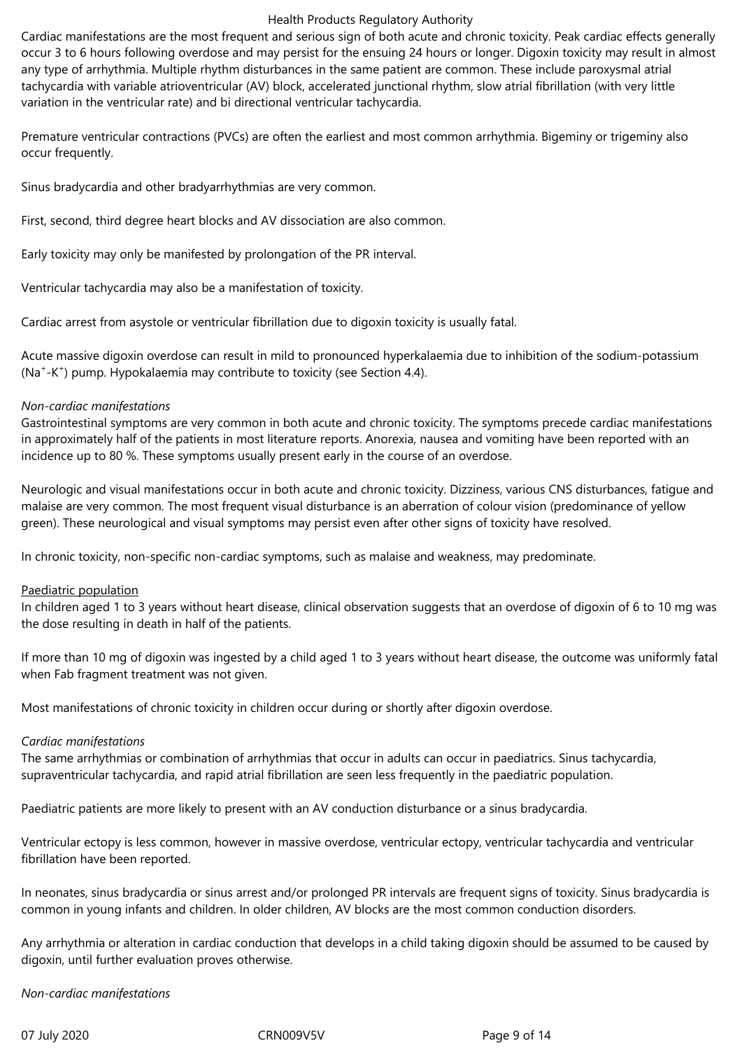Cardiac manifestations are the most frequent and serious sign of both acute and chronic toxicity. Peak cardiac effects generally occur 3 to 6 hours following overdose and may persist for the ensuing 24 hours or longer. Digoxin toxicity may result in almost any type of arrhythmia. Multiple rhythm disturbances in the same patient are common. These include paroxysmal atrial tachycardia with variable atrioventricular (AV) block, accelerated junctional rhythm, slow atrial fibrillation (with very little variation in the ventricular rate) and bi directional ventricular tachycardia.

Premature ventricular contractions (PVCs) are often the earliest and most common arrhythmia. Bigeminy or trigeminy also occur frequently.

Sinus bradycardia and other bradyarrhythmias are very common.

First, second, third degree heart blocks and AV dissociation are also common.

Early toxicity may only be manifested by prolongation of the PR interval.

Ventricular tachycardia may also be a manifestation of toxicity.

Cardiac arrest from asystole or ventricular fibrillation due to digoxin toxicity is usually fatal.

Acute massive digoxin overdose can result in mild to pronounced hyperkalaemia due to inhibition of the sodium-potassium ($Na^+$-$K^+$) pump. Hypokalaemia may contribute to toxicity (see Section 4.4).

*Non-cardiac manifestations*

Gastrointestinal symptoms are very common in both acute and chronic toxicity. The symptoms precede cardiac manifestations in approximately half of the patients in most literature reports. Anorexia, nausea and vomiting have been reported with an incidence up to 80 %. These symptoms usually present early in the course of an overdose.

Neurologic and visual manifestations occur in both acute and chronic toxicity. Dizziness, various CNS disturbances, fatigue and malaise are very common. The most frequent visual disturbance is an aberration of colour vision (predominance of yellow green). These neurological and visual symptoms may persist even after other signs of toxicity have resolved.

In chronic toxicity, non-specific non-cardiac symptoms, such as malaise and weakness, may predominate.

Paediatric population

In children aged 1 to 3 years without heart disease, clinical observation suggests that an overdose of digoxin of 6 to 10 mg was the dose resulting in death in half of the patients.

If more than 10 mg of digoxin was ingested by a child aged 1 to 3 years without heart disease, the outcome was uniformly fatal when Fab fragment treatment was not given.

Most manifestations of chronic toxicity in children occur during or shortly after digoxin overdose.

*Cardiac manifestations*

The same arrhythmias or combination of arrhythmias that occur in adults can occur in paediatrics. Sinus tachycardia, supraventricular tachycardia, and rapid atrial fibrillation are seen less frequently in the paediatric population.

Paediatric patients are more likely to present with an AV conduction disturbance or a sinus bradycardia.

Ventricular ectopy is less common, however in massive overdose, ventricular ectopy, ventricular tachycardia and ventricular fibrillation have been reported.

In neonates, sinus bradycardia or sinus arrest and/or prolonged PR intervals are frequent signs of toxicity. Sinus bradycardia is common in young infants and children. In older children, AV blocks are the most common conduction disorders.

Any arrhythmia or alteration in cardiac conduction that develops in a child taking digoxin should be assumed to be caused by digoxin, until further evaluation proves otherwise.

*Non-cardiac manifestations*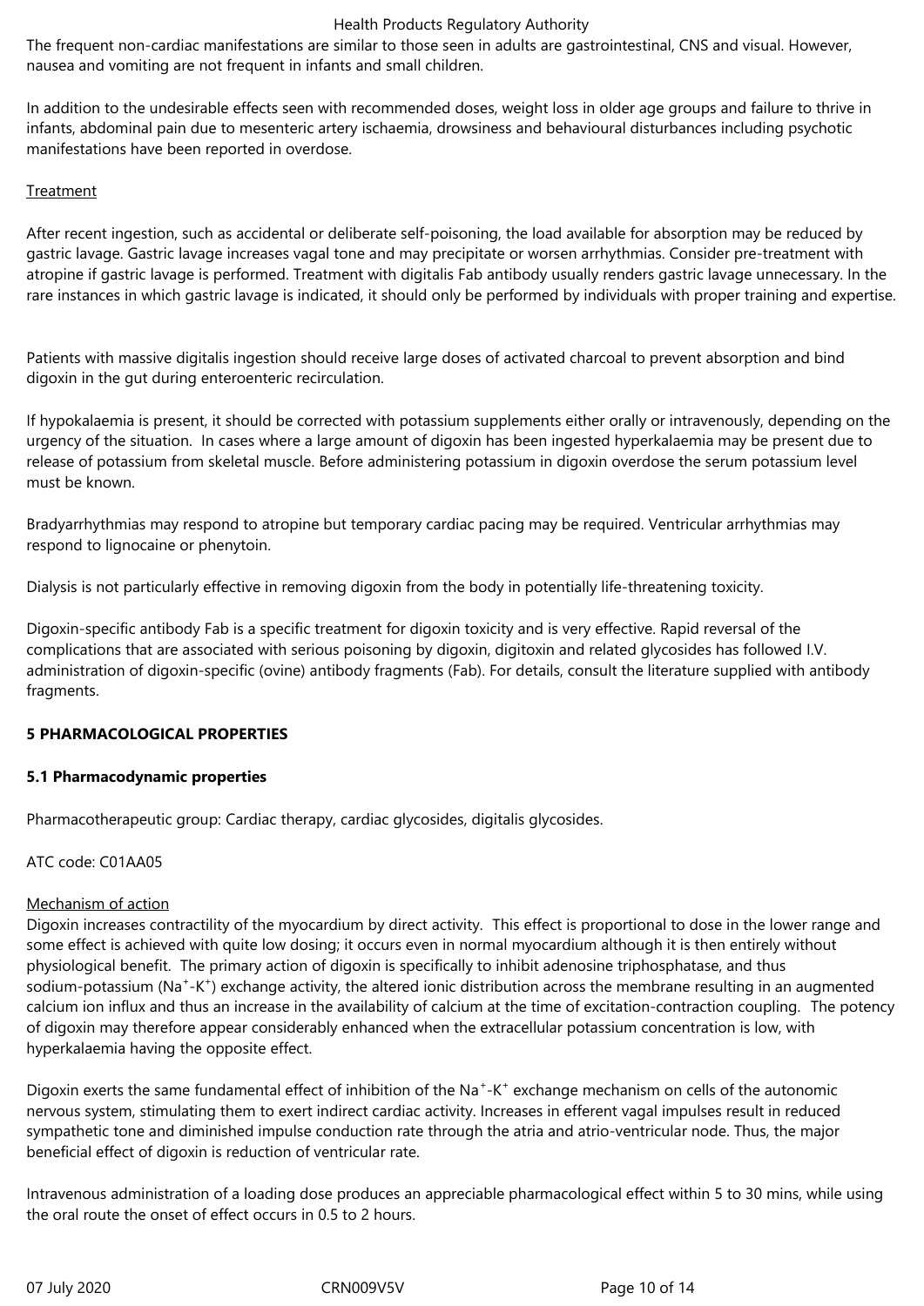The frequent non-cardiac manifestations are similar to those seen in adults are gastrointestinal, CNS and visual. However, nausea and vomiting are not frequent in infants and small children.

In addition to the undesirable effects seen with recommended doses, weight loss in older age groups and failure to thrive in infants, abdominal pain due to mesenteric artery ischaemia, drowsiness and behavioural disturbances including psychotic manifestations have been reported in overdose.

Treatment

After recent ingestion, such as accidental or deliberate self-poisoning, the load available for absorption may be reduced by gastric lavage. Gastric lavage increases vagal tone and may precipitate or worsen arrhythmias. Consider pre-treatment with atropine if gastric lavage is performed. Treatment with digitalis Fab antibody usually renders gastric lavage unnecessary. In the rare instances in which gastric lavage is indicated, it should only be performed by individuals with proper training and expertise.

Patients with massive digitalis ingestion should receive large doses of activated charcoal to prevent absorption and bind digoxin in the gut during enteroenteric recirculation.

If hypokalaemia is present, it should be corrected with potassium supplements either orally or intravenously, depending on the urgency of the situation. In cases where a large amount of digoxin has been ingested hyperkalaemia may be present due to release of potassium from skeletal muscle. Before administering potassium in digoxin overdose the serum potassium level must be known.

Bradyarrhythmias may respond to atropine but temporary cardiac pacing may be required. Ventricular arrhythmias may respond to lignocaine or phenytoin.

Dialysis is not particularly effective in removing digoxin from the body in potentially life-threatening toxicity.

Digoxin-specific antibody Fab is a specific treatment for digoxin toxicity and is very effective. Rapid reversal of the complications that are associated with serious poisoning by digoxin, digitoxin and related glycosides has followed I.V. administration of digoxin-specific (ovine) antibody fragments (Fab). For details, consult the literature supplied with antibody fragments.

## 5 PHARMACOLOGICAL PROPERTIES

### 5.1 Pharmacodynamic properties

Pharmacotherapeutic group: Cardiac therapy, cardiac glycosides, digitalis glycosides.

ATC code: C01AA05

Mechanism of action

Digoxin increases contractility of the myocardium by direct activity. This effect is proportional to dose in the lower range and some effect is achieved with quite low dosing; it occurs even in normal myocardium although it is then entirely without physiological benefit. The primary action of digoxin is specifically to inhibit adenosine triphosphatase, and thus sodium-potassium ($Na^+$-$K^+$) exchange activity, the altered ionic distribution across the membrane resulting in an augmented calcium ion influx and thus an increase in the availability of calcium at the time of excitation-contraction coupling. The potency of digoxin may therefore appear considerably enhanced when the extracellular potassium concentration is low, with hyperkalaemia having the opposite effect.

Digoxin exerts the same fundamental effect of inhibition of the $Na^+$-$K^+$ exchange mechanism on cells of the autonomic nervous system, stimulating them to exert indirect cardiac activity. Increases in efferent vagal impulses result in reduced sympathetic tone and diminished impulse conduction rate through the atria and atrio-ventricular node. Thus, the major beneficial effect of digoxin is reduction of ventricular rate.

Intravenous administration of a loading dose produces an appreciable pharmacological effect within 5 to 30 mins, while using the oral route the onset of effect occurs in 0.5 to 2 hours.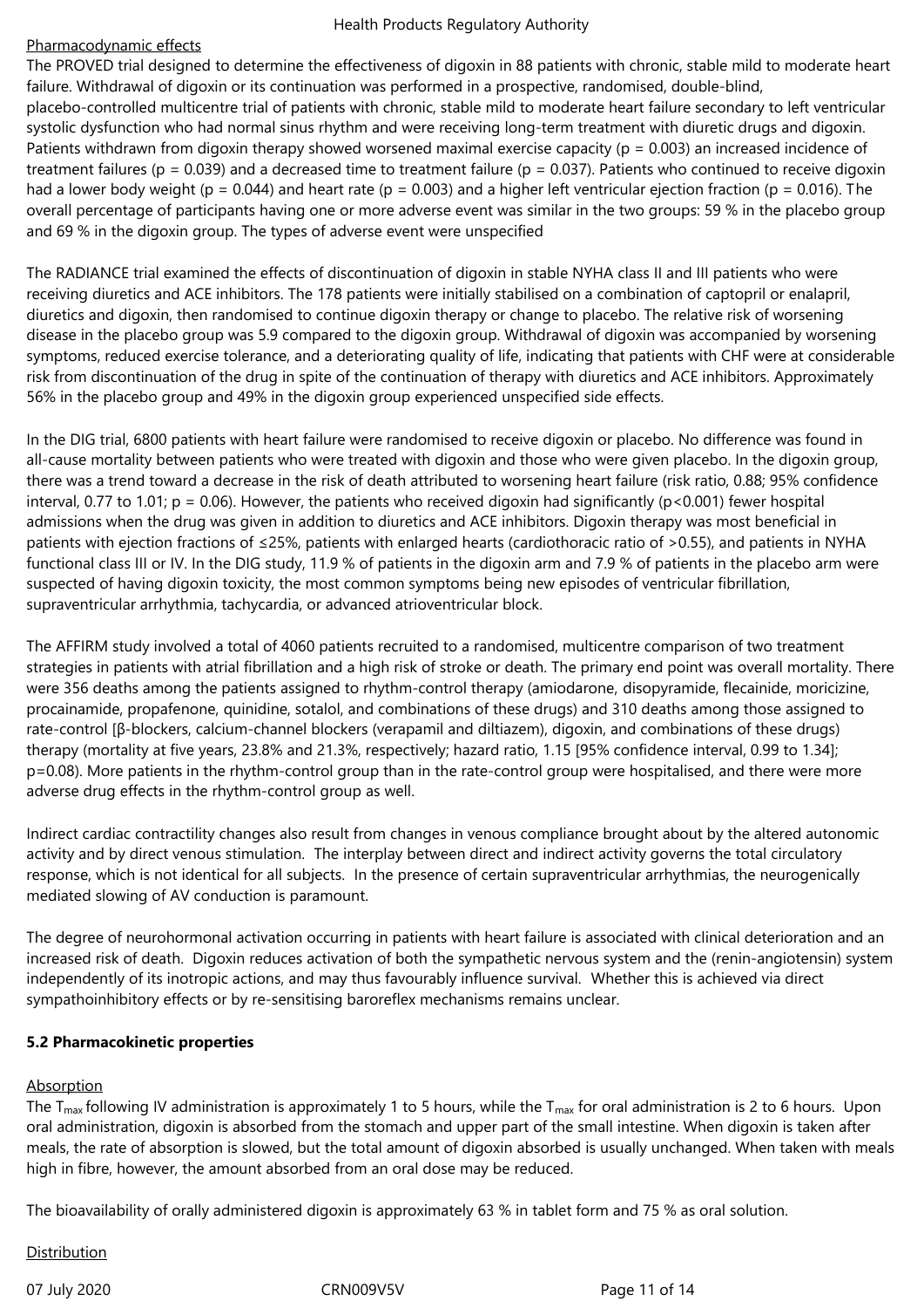Pharmacodynamic effects

The PROVED trial designed to determine the effectiveness of digoxin in 88 patients with chronic, stable mild to moderate heart failure. Withdrawal of digoxin or its continuation was performed in a prospective, randomised, double-blind, placebo-controlled multicentre trial of patients with chronic, stable mild to moderate heart failure secondary to left ventricular systolic dysfunction who had normal sinus rhythm and were receiving long-term treatment with diuretic drugs and digoxin. Patients withdrawn from digoxin therapy showed worsened maximal exercise capacity ($p = 0.003$) an increased incidence of treatment failures ($p = 0.039$) and a decreased time to treatment failure ($p = 0.037$). Patients who continued to receive digoxin had a lower body weight ($p = 0.044$) and heart rate ($p = 0.003$) and a higher left ventricular ejection fraction ($p = 0.016$). The overall percentage of participants having one or more adverse event was similar in the two groups: 59 % in the placebo group and 69 % in the digoxin group. The types of adverse event were unspecified

The RADIANCE trial examined the effects of discontinuation of digoxin in stable NYHA class II and III patients who were receiving diuretics and ACE inhibitors. The 178 patients were initially stabilised on a combination of captopril or enalapril, diuretics and digoxin, then randomised to continue digoxin therapy or change to placebo. The relative risk of worsening disease in the placebo group was 5.9 compared to the digoxin group. Withdrawal of digoxin was accompanied by worsening symptoms, reduced exercise tolerance, and a deteriorating quality of life, indicating that patients with CHF were at considerable risk from discontinuation of the drug in spite of the continuation of therapy with diuretics and ACE inhibitors. Approximately 56% in the placebo group and 49% in the digoxin group experienced unspecified side effects.

In the DIG trial, 6800 patients with heart failure were randomised to receive digoxin or placebo. No difference was found in all-cause mortality between patients who were treated with digoxin and those who were given placebo. In the digoxin group, there was a trend toward a decrease in the risk of death attributed to worsening heart failure (risk ratio, 0.88; 95% confidence interval, 0.77 to 1.01; $p = 0.06$). However, the patients who received digoxin had significantly ($p<0.001$) fewer hospital admissions when the drug was given in addition to diuretics and ACE inhibitors. Digoxin therapy was most beneficial in patients with ejection fractions of ≤25%, patients with enlarged hearts (cardiothoracic ratio of >0.55), and patients in NYHA functional class III or IV. In the DIG study, 11.9 % of patients in the digoxin arm and 7.9 % of patients in the placebo arm were suspected of having digoxin toxicity, the most common symptoms being new episodes of ventricular fibrillation, supraventricular arrhythmia, tachycardia, or advanced atrioventricular block.

The AFFIRM study involved a total of 4060 patients recruited to a randomised, multicentre comparison of two treatment strategies in patients with atrial fibrillation and a high risk of stroke or death. The primary end point was overall mortality. There were 356 deaths among the patients assigned to rhythm-control therapy (amiodarone, disopyramide, flecainide, moricizine, procainamide, propafenone, quinidine, sotalol, and combinations of these drugs) and 310 deaths among those assigned to rate-control [β-blockers, calcium-channel blockers (verapamil and diltiazem), digoxin, and combinations of these drugs) therapy (mortality at five years, 23.8% and 21.3%, respectively; hazard ratio, 1.15 [95% confidence interval, 0.99 to 1.34]; $p=0.08$). More patients in the rhythm-control group than in the rate-control group were hospitalised, and there were more adverse drug effects in the rhythm-control group as well.

Indirect cardiac contractility changes also result from changes in venous compliance brought about by the altered autonomic activity and by direct venous stimulation. The interplay between direct and indirect activity governs the total circulatory response, which is not identical for all subjects. In the presence of certain supraventricular arrhythmias, the neurogenically mediated slowing of AV conduction is paramount.

The degree of neurohormonal activation occurring in patients with heart failure is associated with clinical deterioration and an increased risk of death. Digoxin reduces activation of both the sympathetic nervous system and the (renin-angiotensin) system independently of its inotropic actions, and may thus favourably influence survival. Whether this is achieved via direct sympathoinhibitory effects or by re-sensitising baroreflex mechanisms remains unclear.

**5.2 Pharmacokinetic properties**

Absorption

The $T_{max}$ following IV administration is approximately 1 to 5 hours, while the $T_{max}$ for oral administration is 2 to 6 hours. Upon oral administration, digoxin is absorbed from the stomach and upper part of the small intestine. When digoxin is taken after meals, the rate of absorption is slowed, but the total amount of digoxin absorbed is usually unchanged. When taken with meals high in fibre, however, the amount absorbed from an oral dose may be reduced.

The bioavailability of orally administered digoxin is approximately 63 % in tablet form and 75 % as oral solution.

Distribution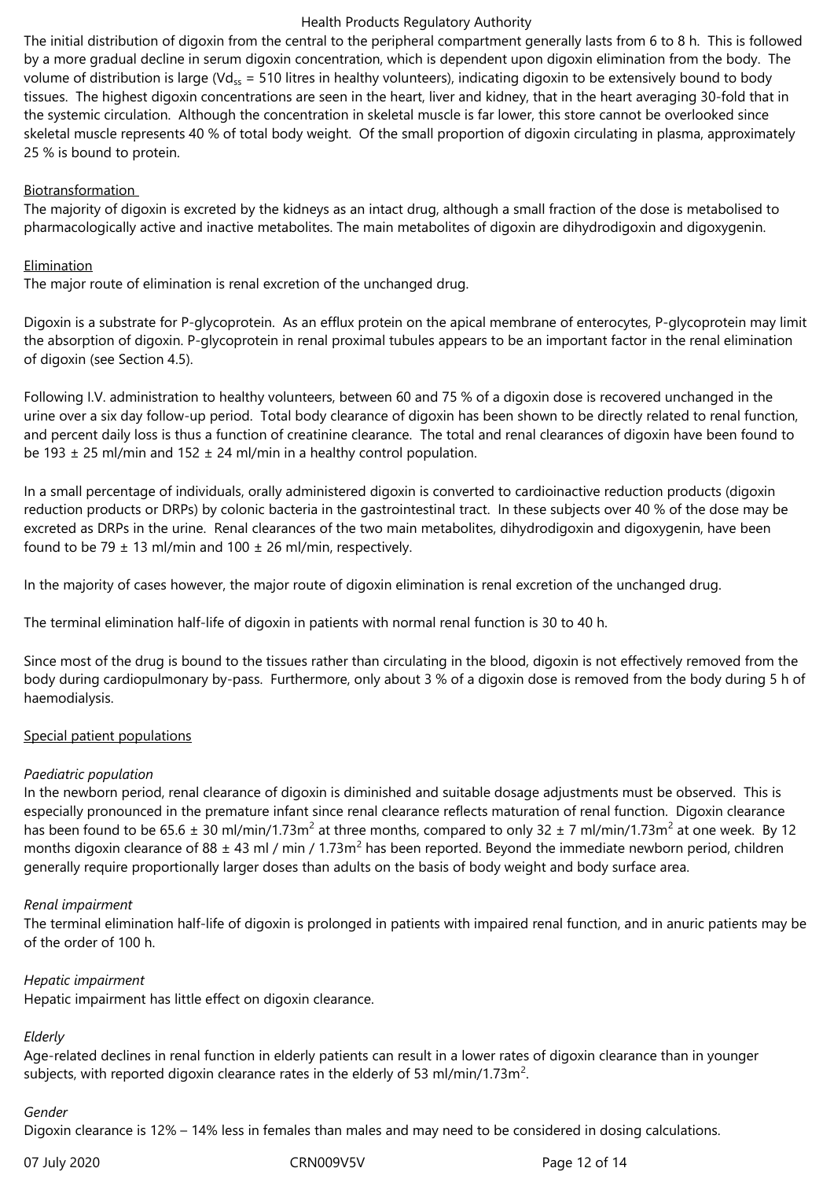The initial distribution of digoxin from the central to the peripheral compartment generally lasts from 6 to 8 h. This is followed by a more gradual decline in serum digoxin concentration, which is dependent upon digoxin elimination from the body. The volume of distribution is large ($Vd_{ss}$ = 510 litres in healthy volunteers), indicating digoxin to be extensively bound to body tissues. The highest digoxin concentrations are seen in the heart, liver and kidney, that in the heart averaging 30-fold that in the systemic circulation. Although the concentration in skeletal muscle is far lower, this store cannot be overlooked since skeletal muscle represents 40 % of total body weight. Of the small proportion of digoxin circulating in plasma, approximately 25 % is bound to protein.

Biotransformation

The majority of digoxin is excreted by the kidneys as an intact drug, although a small fraction of the dose is metabolised to pharmacologically active and inactive metabolites. The main metabolites of digoxin are dihydrodigoxin and digoxygenin.

Elimination

The major route of elimination is renal excretion of the unchanged drug.

Digoxin is a substrate for P-glycoprotein. As an efflux protein on the apical membrane of enterocytes, P-glycoprotein may limit the absorption of digoxin. P-glycoprotein in renal proximal tubules appears to be an important factor in the renal elimination of digoxin (see Section 4.5).

Following I.V. administration to healthy volunteers, between 60 and 75 % of a digoxin dose is recovered unchanged in the urine over a six day follow-up period. Total body clearance of digoxin has been shown to be directly related to renal function, and percent daily loss is thus a function of creatinine clearance. The total and renal clearances of digoxin have been found to be 193 ± 25 ml/min and 152 ± 24 ml/min in a healthy control population.

In a small percentage of individuals, orally administered digoxin is converted to cardioinactive reduction products (digoxin reduction products or DRPs) by colonic bacteria in the gastrointestinal tract. In these subjects over 40 % of the dose may be excreted as DRPs in the urine. Renal clearances of the two main metabolites, dihydrodigoxin and digoxygenin, have been found to be 79 ± 13 ml/min and 100 ± 26 ml/min, respectively.

In the majority of cases however, the major route of digoxin elimination is renal excretion of the unchanged drug.

The terminal elimination half-life of digoxin in patients with normal renal function is 30 to 40 h.

Since most of the drug is bound to the tissues rather than circulating in the blood, digoxin is not effectively removed from the body during cardiopulmonary by-pass. Furthermore, only about 3 % of a digoxin dose is removed from the body during 5 h of haemodialysis.

Special patient populations

*Paediatric population*

In the newborn period, renal clearance of digoxin is diminished and suitable dosage adjustments must be observed. This is especially pronounced in the premature infant since renal clearance reflects maturation of renal function. Digoxin clearance has been found to be 65.6 ± 30 ml/min/1.73m$^2$ at three months, compared to only 32 ± 7 ml/min/1.73m$^2$ at one week. By 12 months digoxin clearance of 88 ± 43 ml / min / 1.73m$^2$ has been reported. Beyond the immediate newborn period, children generally require proportionally larger doses than adults on the basis of body weight and body surface area.

*Renal impairment*

The terminal elimination half-life of digoxin is prolonged in patients with impaired renal function, and in anuric patients may be of the order of 100 h.

*Hepatic impairment*

Hepatic impairment has little effect on digoxin clearance.

*Elderly*

Age-related declines in renal function in elderly patients can result in a lower rates of digoxin clearance than in younger subjects, with reported digoxin clearance rates in the elderly of 53 ml/min/1.73m$^2$.

*Gender*

Digoxin clearance is 12% – 14% less in females than males and may need to be considered in dosing calculations.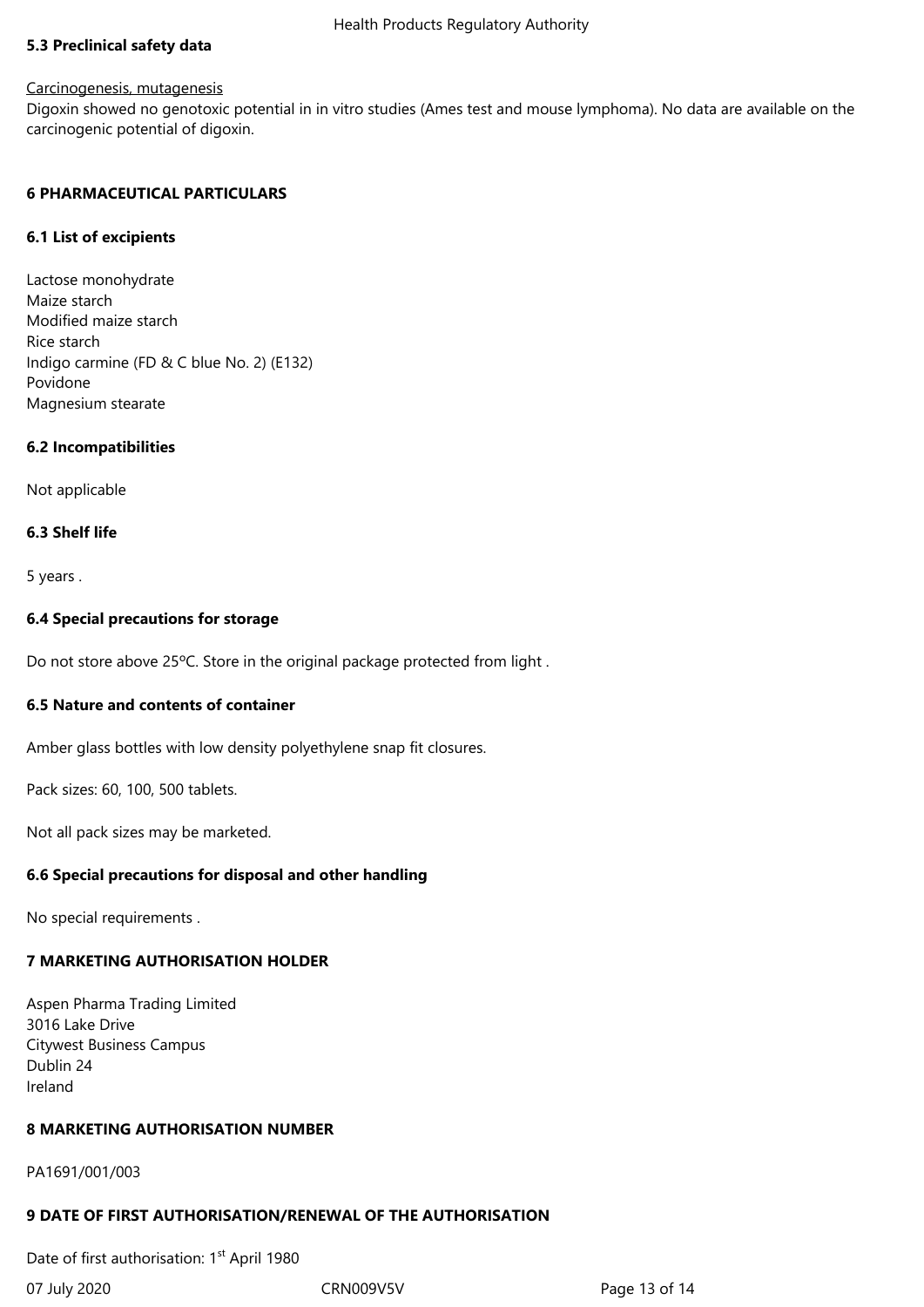### 5.3 Preclinical safety data

Carcinogenesis, mutagenesis

Digoxin showed no genotoxic potential in in vitro studies (Ames test and mouse lymphoma). No data are available on the carcinogenic potential of digoxin.

## 6 PHARMACEUTICAL PARTICULARS

### 6.1 List of excipients

Lactose monohydrate
Maize starch
Modified maize starch
Rice starch
Indigo carmine (FD & C blue No. 2) (E132)
Povidone
Magnesium stearate

### 6.2 Incompatibilities

Not applicable

### 6.3 Shelf life

5 years .

### 6.4 Special precautions for storage

Do not store above 25ºC. Store in the original package protected from light .

### 6.5 Nature and contents of container

Amber glass bottles with low density polyethylene snap fit closures.

Pack sizes: 60, 100, 500 tablets.

Not all pack sizes may be marketed.

### 6.6 Special precautions for disposal and other handling

No special requirements .

## 7 MARKETING AUTHORISATION HOLDER

Aspen Pharma Trading Limited
3016 Lake Drive
Citywest Business Campus
Dublin 24
Ireland

## 8 MARKETING AUTHORISATION NUMBER

PA1691/001/003

## 9 DATE OF FIRST AUTHORISATION/RENEWAL OF THE AUTHORISATION

Date of first authorisation: 1st April 1980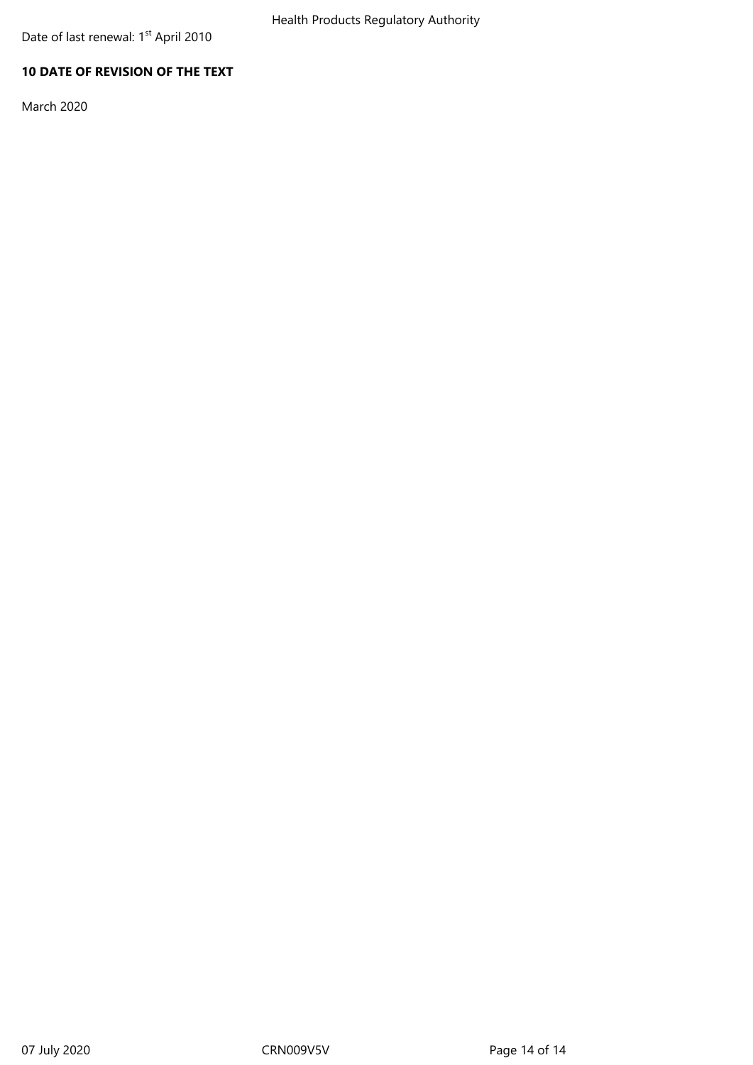Date of last renewal: 1st April 2010

## 10 DATE OF REVISION OF THE TEXT

March 2020